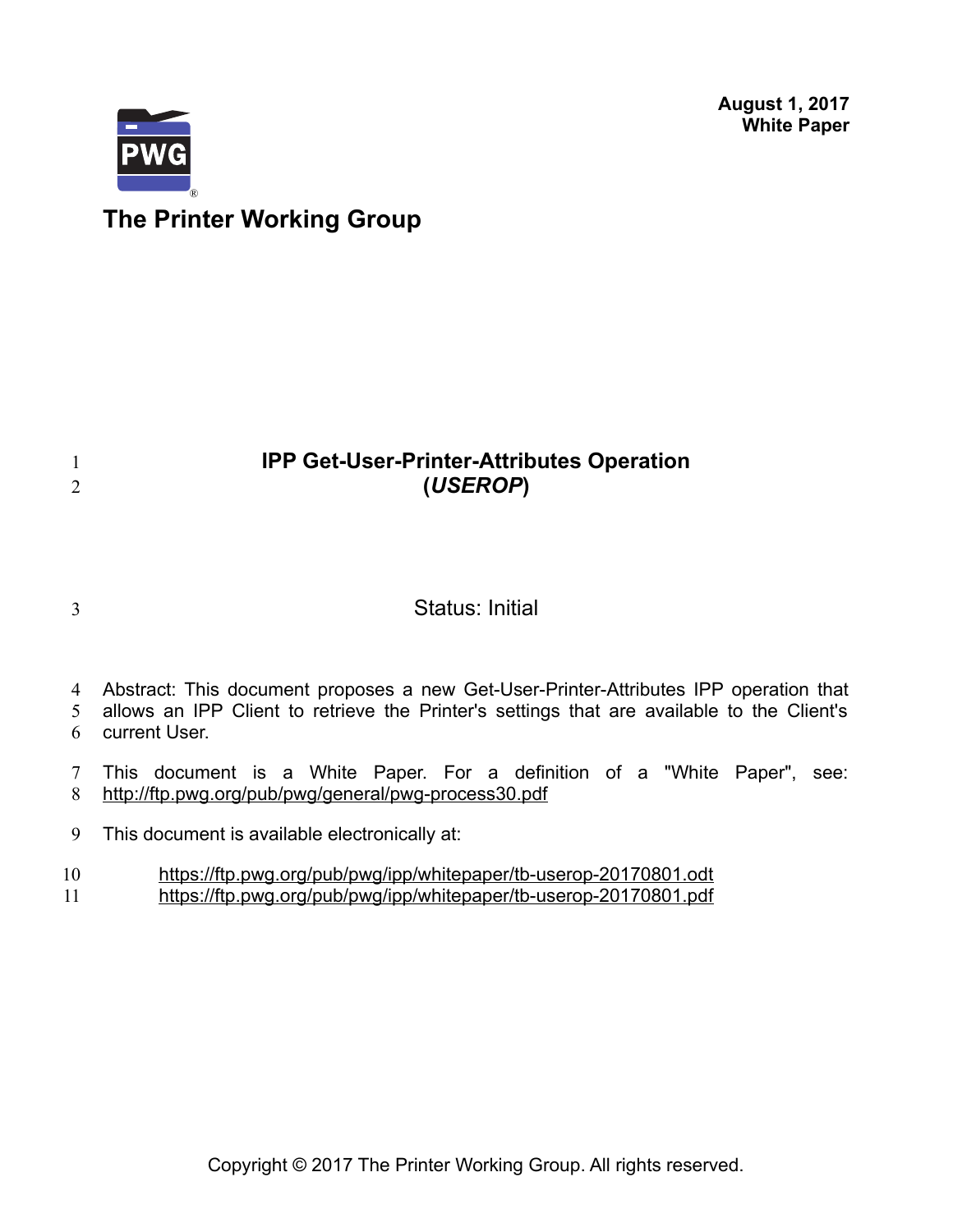**August 1, 2017**
**White Paper**

**The Printer Working Group**

# IPP Get-User-Printer-Attributes Operation (*USEROP*)

Status: Initial

Abstract: This document proposes a new Get-User-Printer-Attributes IPP operation that allows an IPP Client to retrieve the Printer's settings that are available to the Client's current User.

This document is a White Paper. For a definition of a "White Paper", see: http://ftp.pwg.org/pub/pwg/general/pwg-process30.pdf

This document is available electronically at:

https://ftp.pwg.org/pub/pwg/ipp/whitepaper/tb-userop-20170801.odt
https://ftp.pwg.org/pub/pwg/ipp/whitepaper/tb-userop-20170801.pdf

Copyright © 2017 The Printer Working Group. All rights reserved.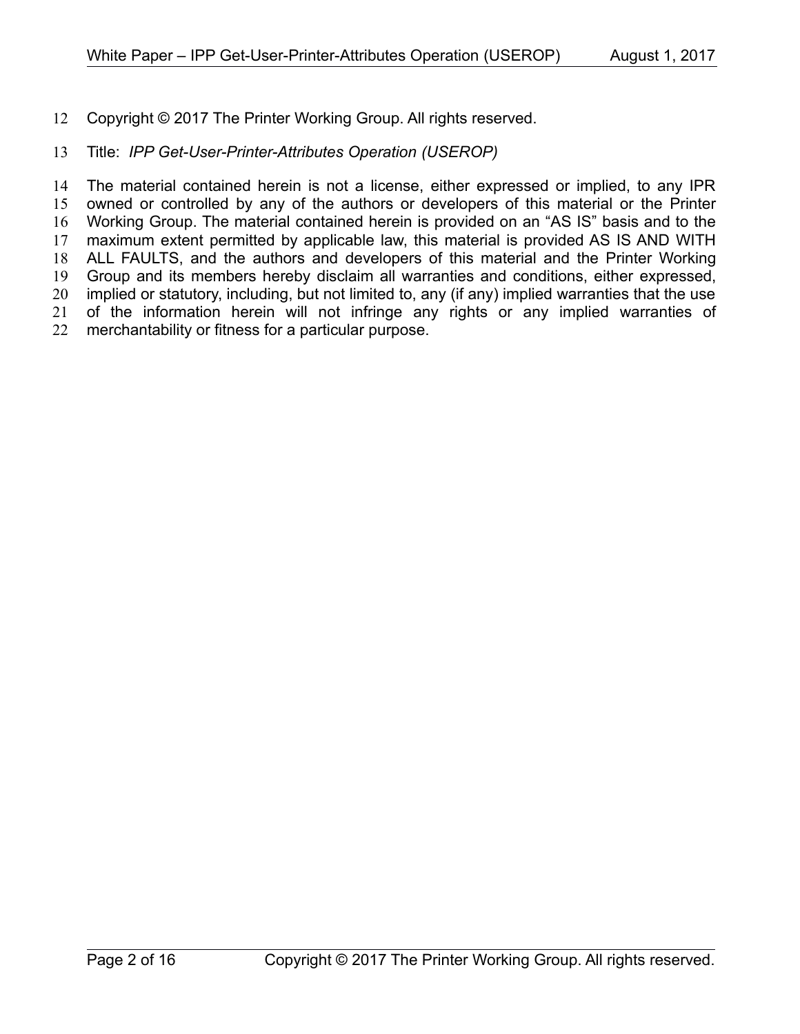Copyright © 2017 The Printer Working Group. All rights reserved.

Title: *IPP Get-User-Printer-Attributes Operation (USEROP)*

The material contained herein is not a license, either expressed or implied, to any IPR owned or controlled by any of the authors or developers of this material or the Printer Working Group. The material contained herein is provided on an "AS IS" basis and to the maximum extent permitted by applicable law, this material is provided AS IS AND WITH ALL FAULTS, and the authors and developers of this material and the Printer Working Group and its members hereby disclaim all warranties and conditions, either expressed, implied or statutory, including, but not limited to, any (if any) implied warranties that the use of the information herein will not infringe any rights or any implied warranties of merchantability or fitness for a particular purpose.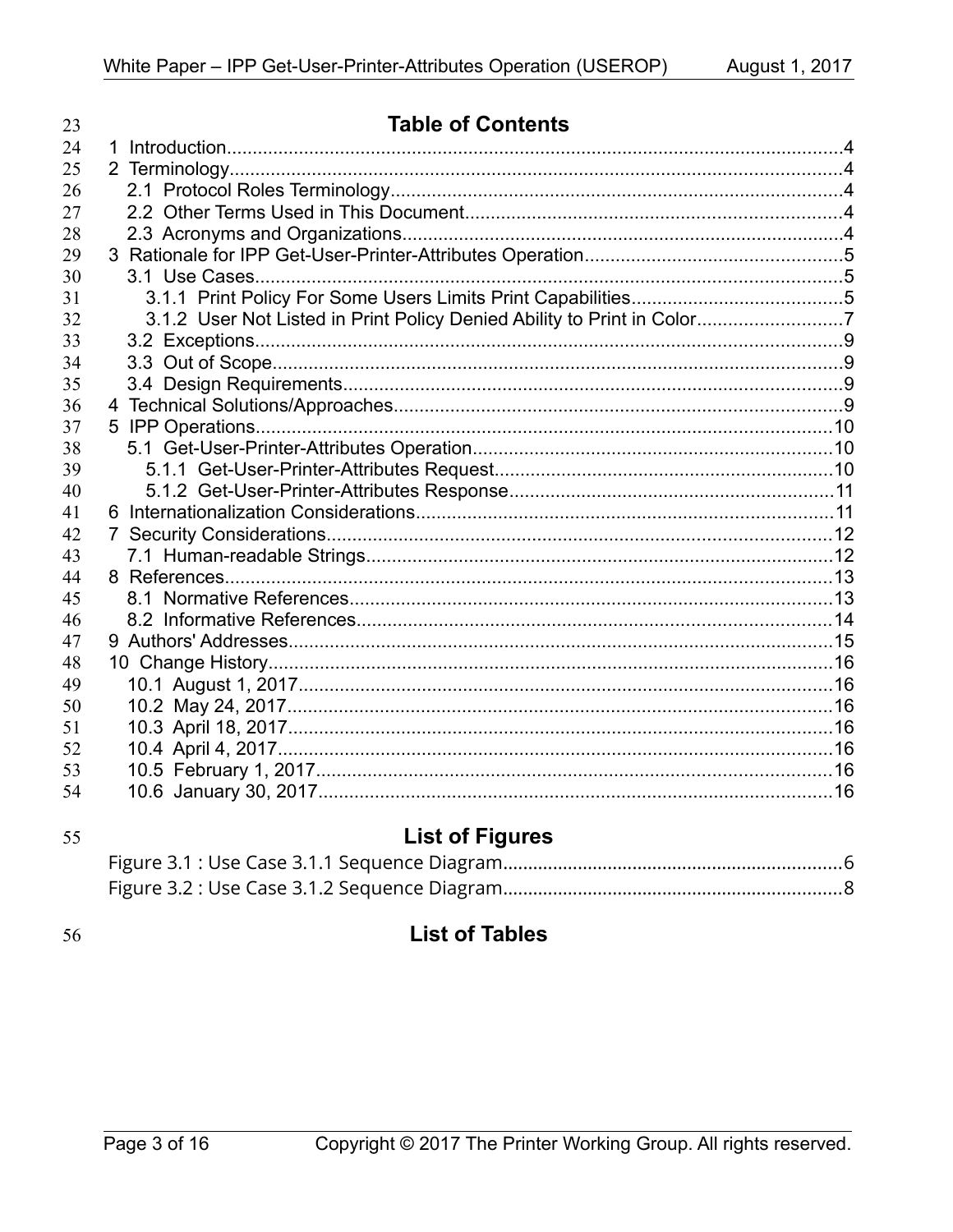# Table of Contents

1 Introduction....................................................................................................................4
2 Terminology.....................................................................................................................4
  2.1 Protocol Roles Terminology.......................................................................................4
  2.2 Other Terms Used in This Document.........................................................................4
  2.3 Acronyms and Organizations.....................................................................................4
3 Rationale for IPP Get-User-Printer-Attributes Operation..................................................5
  3.1 Use Cases..................................................................................................................5
    3.1.1 Print Policy For Some Users Limits Print Capabilities.........................................5
    3.1.2 User Not Listed in Print Policy Denied Ability to Print in Color............................7
  3.2 Exceptions..................................................................................................................9
  3.3 Out of Scope...............................................................................................................9
  3.4 Design Requirements.................................................................................................9
4 Technical Solutions/Approaches......................................................................................9
5 IPP Operations...............................................................................................................10
  5.1 Get-User-Printer-Attributes Operation.....................................................................10
    5.1.1 Get-User-Printer-Attributes Request.................................................................10
    5.1.2 Get-User-Printer-Attributes Response..............................................................11
6 Internationalization Considerations................................................................................11
7 Security Considerations.................................................................................................12
  7.1 Human-readable Strings..........................................................................................12
8 References.....................................................................................................................13
  8.1 Normative References.............................................................................................13
  8.2 Informative References............................................................................................14
9 Authors' Addresses........................................................................................................15
10 Change History.............................................................................................................16
  10.1 August 1, 2017.......................................................................................................16
  10.2 May 24, 2017..........................................................................................................16
  10.3 April 18, 2017.........................................................................................................16
  10.4 April 4, 2017...........................................................................................................16
  10.5 February 1, 2017....................................................................................................16
  10.6 January 30, 2017....................................................................................................16

# List of Figures

Figure 3.1 : Use Case 3.1.1 Sequence Diagram..................................................................6
Figure 3.2 : Use Case 3.1.2 Sequence Diagram..................................................................8

# List of Tables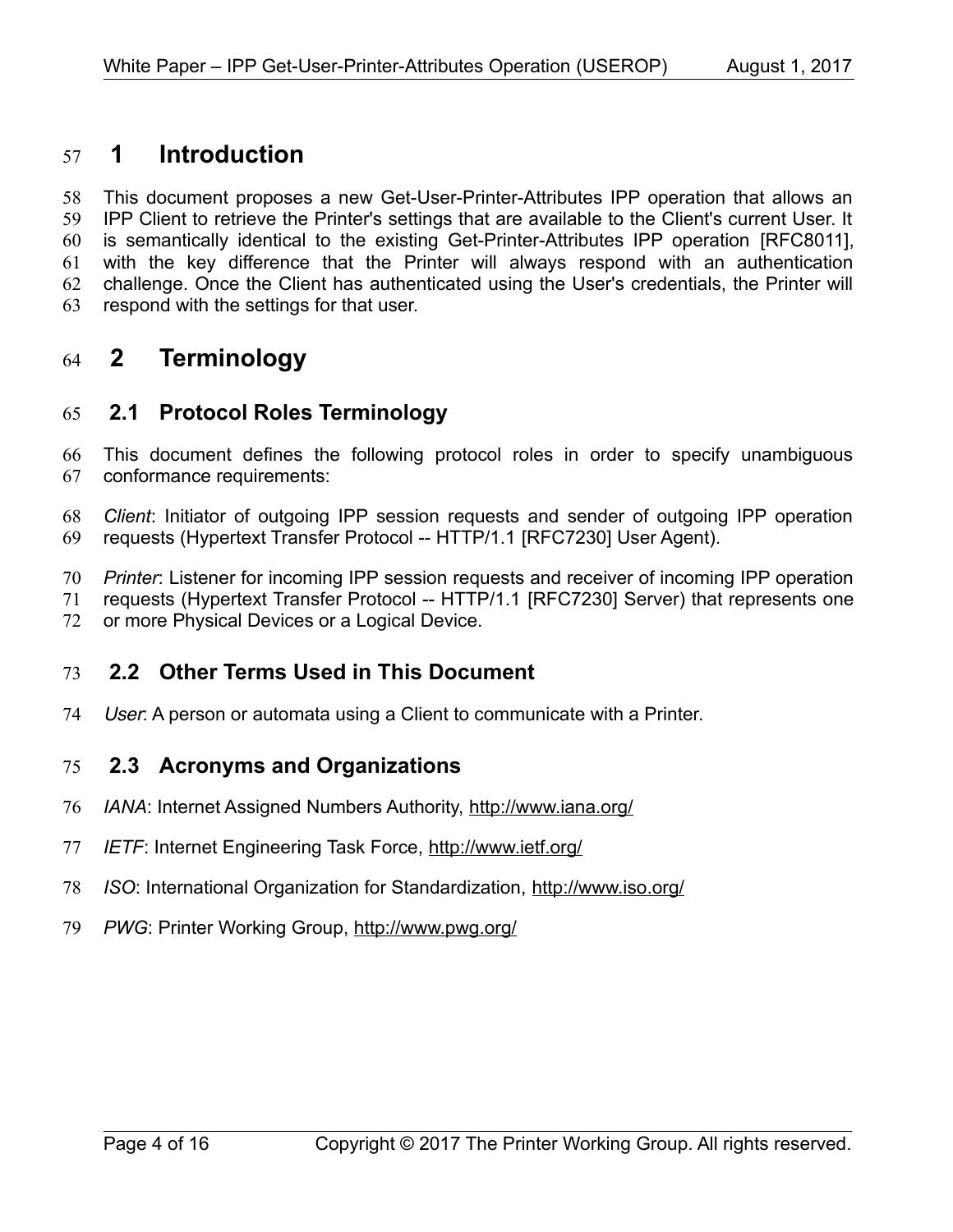# 1 Introduction

This document proposes a new Get-User-Printer-Attributes IPP operation that allows an IPP Client to retrieve the Printer's settings that are available to the Client's current User. It is semantically identical to the existing Get-Printer-Attributes IPP operation [RFC8011], with the key difference that the Printer will always respond with an authentication challenge. Once the Client has authenticated using the User's credentials, the Printer will respond with the settings for that user.

# 2 Terminology

## 2.1 Protocol Roles Terminology

This document defines the following protocol roles in order to specify unambiguous conformance requirements:

*Client*: Initiator of outgoing IPP session requests and sender of outgoing IPP operation requests (Hypertext Transfer Protocol -- HTTP/1.1 [RFC7230] User Agent).

*Printer*: Listener for incoming IPP session requests and receiver of incoming IPP operation requests (Hypertext Transfer Protocol -- HTTP/1.1 [RFC7230] Server) that represents one or more Physical Devices or a Logical Device.

## 2.2 Other Terms Used in This Document

*User*: A person or automata using a Client to communicate with a Printer.

## 2.3 Acronyms and Organizations

*IANA*: Internet Assigned Numbers Authority, http://www.iana.org/

*IETF*: Internet Engineering Task Force, http://www.ietf.org/

*ISO*: International Organization for Standardization, http://www.iso.org/

*PWG*: Printer Working Group, http://www.pwg.org/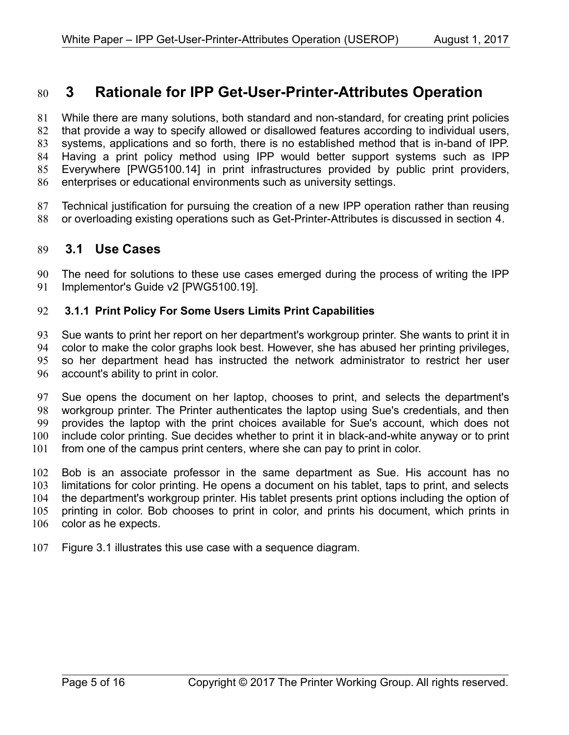# 3 Rationale for IPP Get-User-Printer-Attributes Operation

While there are many solutions, both standard and non-standard, for creating print policies that provide a way to specify allowed or disallowed features according to individual users, systems, applications and so forth, there is no established method that is in-band of IPP. Having a print policy method using IPP would better support systems such as IPP Everywhere [PWG5100.14] in print infrastructures provided by public print providers, enterprises or educational environments such as university settings.

Technical justification for pursuing the creation of a new IPP operation rather than reusing or overloading existing operations such as Get-Printer-Attributes is discussed in section 4.

## 3.1 Use Cases

The need for solutions to these use cases emerged during the process of writing the IPP Implementor's Guide v2 [PWG5100.19].

### 3.1.1 Print Policy For Some Users Limits Print Capabilities

Sue wants to print her report on her department's workgroup printer. She wants to print it in color to make the color graphs look best. However, she has abused her printing privileges, so her department head has instructed the network administrator to restrict her user account's ability to print in color.

Sue opens the document on her laptop, chooses to print, and selects the department's workgroup printer. The Printer authenticates the laptop using Sue's credentials, and then provides the laptop with the print choices available for Sue's account, which does not include color printing. Sue decides whether to print it in black-and-white anyway or to print from one of the campus print centers, where she can pay to print in color.

Bob is an associate professor in the same department as Sue. His account has no limitations for color printing. He opens a document on his tablet, taps to print, and selects the department's workgroup printer. His tablet presents print options including the option of printing in color. Bob chooses to print in color, and prints his document, which prints in color as he expects.

Figure 3.1 illustrates this use case with a sequence diagram.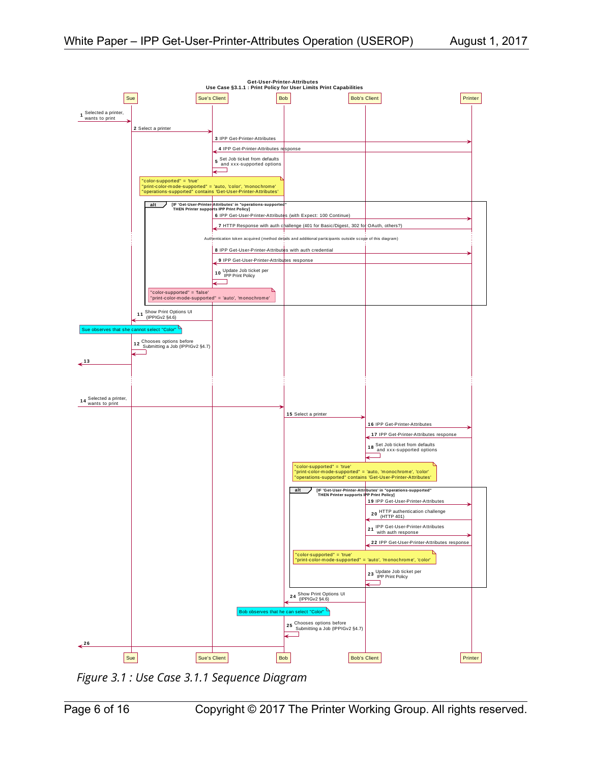Get-User-Printer-Attributes
Use Case §3.1.1 : Print Policy for User Limits Print Capabilities

Sue
Sue's Client
Bob
Bob's Client
Printer

1 Selected a printer, wants to print
2 Select a printer
3 IPP Get-Printer-Attributes
4 IPP Get-Printer-Attributes response
5 Set Job ticket from defaults and xxx-supported options

"color-supported" = 'true'
"print-color-mode-supported" = 'auto, 'color', 'monochrome'
"operations-supported" contains 'Get-User-Printer-Attributes'

alt [IF 'Get-User-Printer-Attributes' in "operations-supported" THEN Printer supports IPP Print Policy]
6 IPP Get-User-Printer-Attributes (with Expect: 100 Continue)
7 HTTP Response with auth challenge (401 for Basic/Digest, 302 for OAuth, others?)
Authentication token acquired (method details and additional participants outside scope of this diagram)
8 IPP Get-User-Printer-Attributes with auth credential
9 IPP Get-User-Printer-Attributes response
10 Update Job ticket per IPP Print Policy

"color-supported" = 'false'
"print-color-mode-supported" = 'auto', 'monochrome'

11 Show Print Options UI (IPPIGv2 §4.6)
Sue observes that she cannot select "Color"
12 Chooses options before Submitting a Job (IPPIGv2 §4.7)
13

14 Selected a printer, wants to print
15 Select a printer
16 IPP Get-Printer-Attributes
17 IPP Get-Printer-Attributes response
18 Set Job ticket from defaults and xxx-supported options

"color-supported" = 'true'
"print-color-mode-supported" = 'auto, 'monochrome', 'color'
"operations-supported" contains 'Get-User-Printer-Attributes'

alt [IF 'Get-User-Printer-Attributes' in "operations-supported" THEN Printer supports IPP Print Policy]
19 IPP Get-User-Printer-Attributes
20 HTTP authentication challenge (HTTP 401)
21 IPP Get-User-Printer-Attributes with auth response
22 IPP Get-User-Printer-Attributes response

"color-supported" = 'true'
"print-color-mode-supported" = 'auto', 'monochrome', 'color'

23 Update Job ticket per IPP Print Policy
24 Show Print Options UI (IPPIGv2 §4.6)
Bob observes that he can select "Color"
25 Chooses options before Submitting a Job (IPPIGv2 §4.7)
26

Sue
Sue's Client
Bob
Bob's Client
Printer

*Figure 3.1 : Use Case 3.1.1 Sequence Diagram*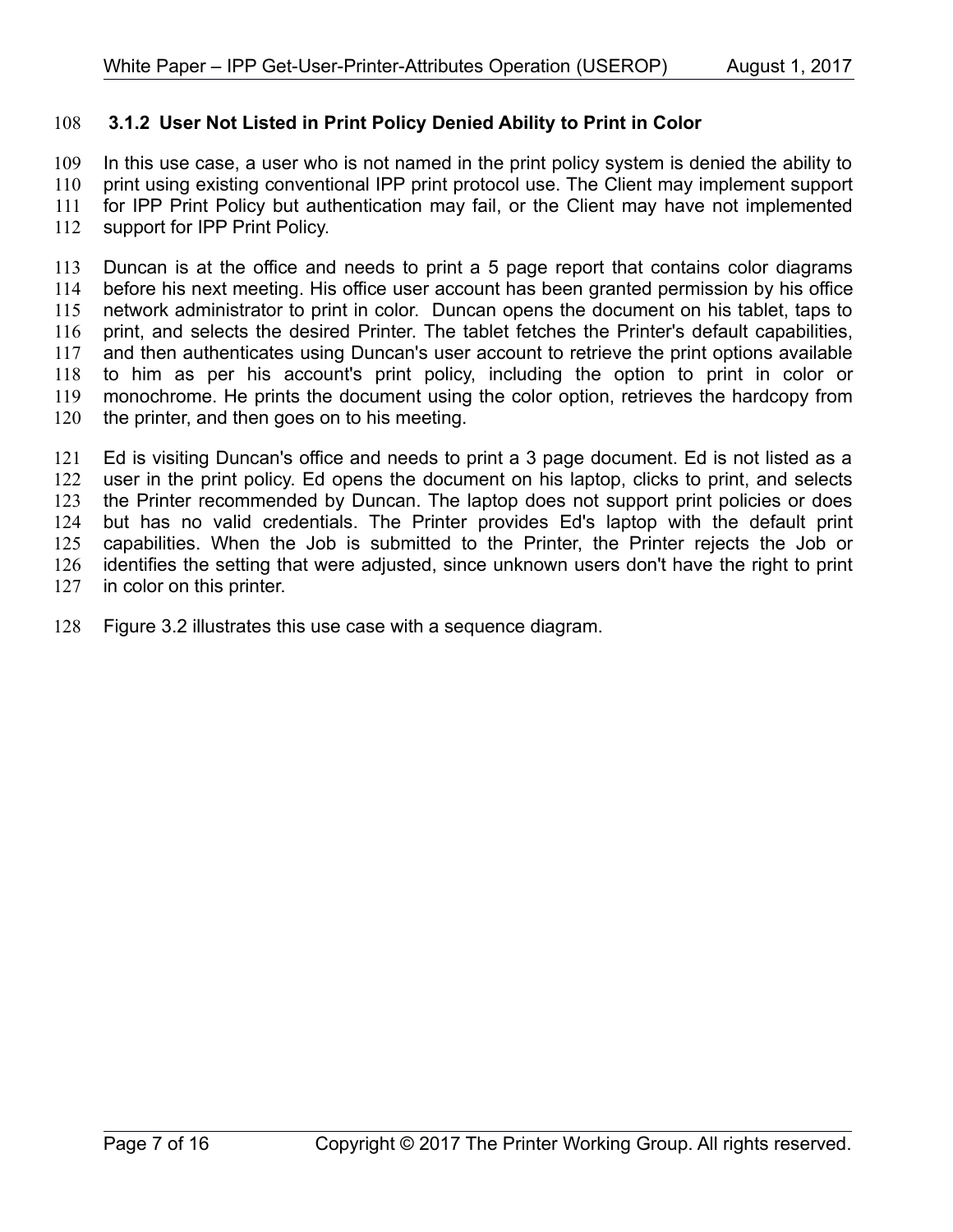### 3.1.2 User Not Listed in Print Policy Denied Ability to Print in Color

In this use case, a user who is not named in the print policy system is denied the ability to print using existing conventional IPP print protocol use. The Client may implement support for IPP Print Policy but authentication may fail, or the Client may have not implemented support for IPP Print Policy.

Duncan is at the office and needs to print a 5 page report that contains color diagrams before his next meeting. His office user account has been granted permission by his office network administrator to print in color. Duncan opens the document on his tablet, taps to print, and selects the desired Printer. The tablet fetches the Printer's default capabilities, and then authenticates using Duncan's user account to retrieve the print options available to him as per his account's print policy, including the option to print in color or monochrome. He prints the document using the color option, retrieves the hardcopy from the printer, and then goes on to his meeting.

Ed is visiting Duncan's office and needs to print a 3 page document. Ed is not listed as a user in the print policy. Ed opens the document on his laptop, clicks to print, and selects the Printer recommended by Duncan. The laptop does not support print policies or does but has no valid credentials. The Printer provides Ed's laptop with the default print capabilities. When the Job is submitted to the Printer, the Printer rejects the Job or identifies the setting that were adjusted, since unknown users don't have the right to print in color on this printer.

Figure 3.2 illustrates this use case with a sequence diagram.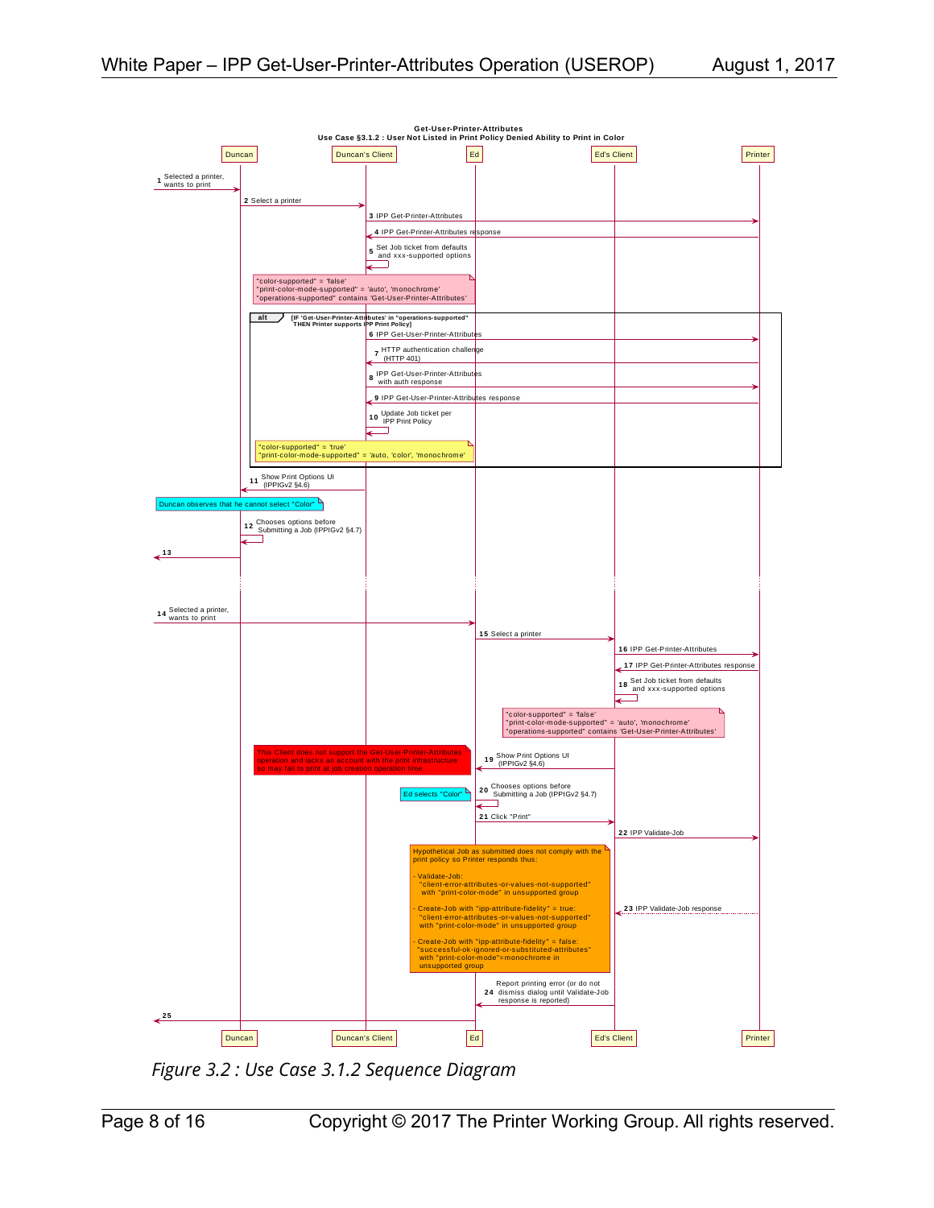Get-User-Printer-Attributes
Use Case §3.1.2 : User Not Listed in Print Policy Denied Ability to Print in Color

Duncan
Duncan's Client
Ed
Ed's Client
Printer

1 Selected a printer, wants to print
2 Select a printer
3 IPP Get-Printer-Attributes
4 IPP Get-Printer-Attributes response
5 Set Job ticket from defaults and xxx-supported options

"color-supported" = 'false'
"print-color-mode-supported" = 'auto', 'monochrome'
"operations-supported" contains 'Get-Printer-Attributes'

alt [IF 'Get-User-Printer-Attributes' in "operations-supported" THEN Printer supports IPP Print Policy]

6 IPP Get-User-Printer-Attributes
7 HTTP authentication challenge (HTTP 401)
8 IPP Get-User-Printer-Attributes with auth response
9 IPP Get-User-Printer-Attributes response
10 Update Job ticket per IPP Print Policy

"color-supported" = 'true'
"print-color-mode-supported" = 'auto, 'color', 'monochrome'

11 Show Print Options UI (IPPIGv2 §4.6)

Duncan observes that he cannot select "Color"

12 Chooses options before Submitting a Job (IPPIGv2 §4.7)
13

14 Selected a printer, wants to print
15 Select a printer
16 IPP Get-Printer-Attributes
17 IPP Get-Printer-Attributes response
18 Set Job ticket from defaults and xxx-supported options

"color-supported" = 'false'
"print-color-mode-supported" = 'auto', 'monochrome'
"operations-supported" contains 'Get-Printer-Attributes'

This Client does not support the Get-User-Printer-Attributes operation and lacks an account with the print infrastructure so may fail to print at job creation operation time.

19 Show Print Options UI (IPPIGv2 §4.6)

Ed selects "Color"

20 Chooses options before Submitting a Job (IPPIGv2 §4.7)
21 Click "Print"
22 IPP Validate-Job

Hypothetical Job as submitted does not comply with the print policy so Printer responds thus:

- Validate-Job:
"client-error-attributes-or-values-not-supported" with "print-color-mode" in unsupported group

- Create-Job with "ipp-attribute-fidelity" = true:
"client-error-attributes-or-values-not-supported" with "print-color-mode" in unsupported group

- Create-Job with "ipp-attribute-fidelity" = false:
"successful-ok-ignored-or-substituted-attributes" with "print-color-mode"=monochrome in unsupported group

23 IPP Validate-Job response
24 Report printing error (or do not dismiss dialog until Validate-Job response is reported)
25

Duncan
Duncan's Client
Ed
Ed's Client
Printer

*Figure 3.2 : Use Case 3.1.2 Sequence Diagram*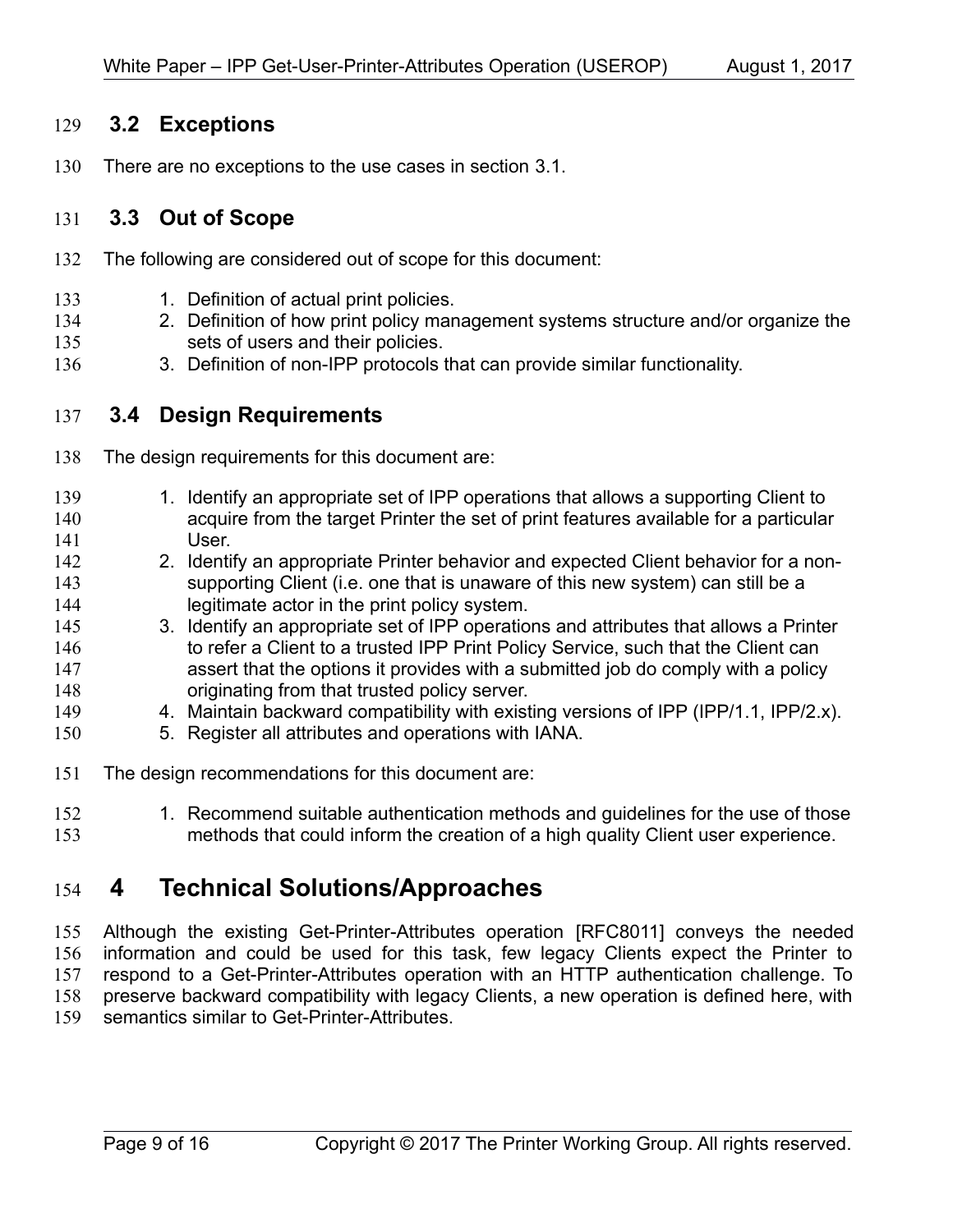## 3.2 Exceptions

There are no exceptions to the use cases in section 3.1.

## 3.3 Out of Scope

The following are considered out of scope for this document:

1. Definition of actual print policies.
2. Definition of how print policy management systems structure and/or organize the sets of users and their policies.
3. Definition of non-IPP protocols that can provide similar functionality.

## 3.4 Design Requirements

The design requirements for this document are:

1. Identify an appropriate set of IPP operations that allows a supporting Client to acquire from the target Printer the set of print features available for a particular User.
2. Identify an appropriate Printer behavior and expected Client behavior for a non-supporting Client (i.e. one that is unaware of this new system) can still be a legitimate actor in the print policy system.
3. Identify an appropriate set of IPP operations and attributes that allows a Printer to refer a Client to a trusted IPP Print Policy Service, such that the Client can assert that the options it provides with a submitted job do comply with a policy originating from that trusted policy server.
4. Maintain backward compatibility with existing versions of IPP (IPP/1.1, IPP/2.x).
5. Register all attributes and operations with IANA.

The design recommendations for this document are:

1. Recommend suitable authentication methods and guidelines for the use of those methods that could inform the creation of a high quality Client user experience.

# 4 Technical Solutions/Approaches

Although the existing Get-Printer-Attributes operation [RFC8011] conveys the needed information and could be used for this task, few legacy Clients expect the Printer to respond to a Get-Printer-Attributes operation with an HTTP authentication challenge. To preserve backward compatibility with legacy Clients, a new operation is defined here, with semantics similar to Get-Printer-Attributes.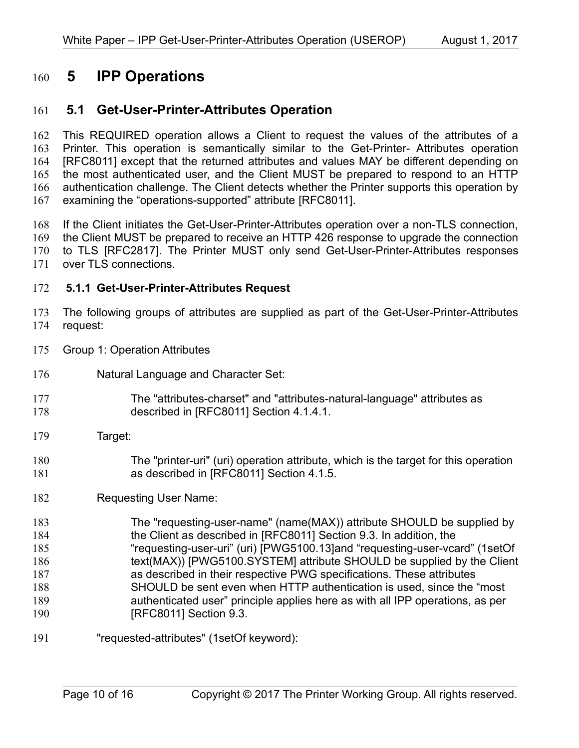# 5 IPP Operations

## 5.1 Get-User-Printer-Attributes Operation

This REQUIRED operation allows a Client to request the values of the attributes of a Printer. This operation is semantically similar to the Get-Printer- Attributes operation [RFC8011] except that the returned attributes and values MAY be different depending on the most authenticated user, and the Client MUST be prepared to respond to an HTTP authentication challenge. The Client detects whether the Printer supports this operation by examining the “operations-supported” attribute [RFC8011].

If the Client initiates the Get-User-Printer-Attributes operation over a non-TLS connection, the Client MUST be prepared to receive an HTTP 426 response to upgrade the connection to TLS [RFC2817]. The Printer MUST only send Get-User-Printer-Attributes responses over TLS connections.

### 5.1.1 Get-User-Printer-Attributes Request

The following groups of attributes are supplied as part of the Get-User-Printer-Attributes request:

Group 1: Operation Attributes

Natural Language and Character Set:

The "attributes-charset" and "attributes-natural-language" attributes as described in [RFC8011] Section 4.1.4.1.

Target:

The "printer-uri" (uri) operation attribute, which is the target for this operation as described in [RFC8011] Section 4.1.5.

Requesting User Name:

The "requesting-user-name" (name(MAX)) attribute SHOULD be supplied by the Client as described in [RFC8011] Section 9.3. In addition, the “requesting-user-uri” (uri) [PWG5100.13]and “requesting-user-vcard” (1setOf text(MAX)) [PWG5100.SYSTEM] attribute SHOULD be supplied by the Client as described in their respective PWG specifications. These attributes SHOULD be sent even when HTTP authentication is used, since the “most authenticated user” principle applies here as with all IPP operations, as per [RFC8011] Section 9.3.

"requested-attributes" (1setOf keyword):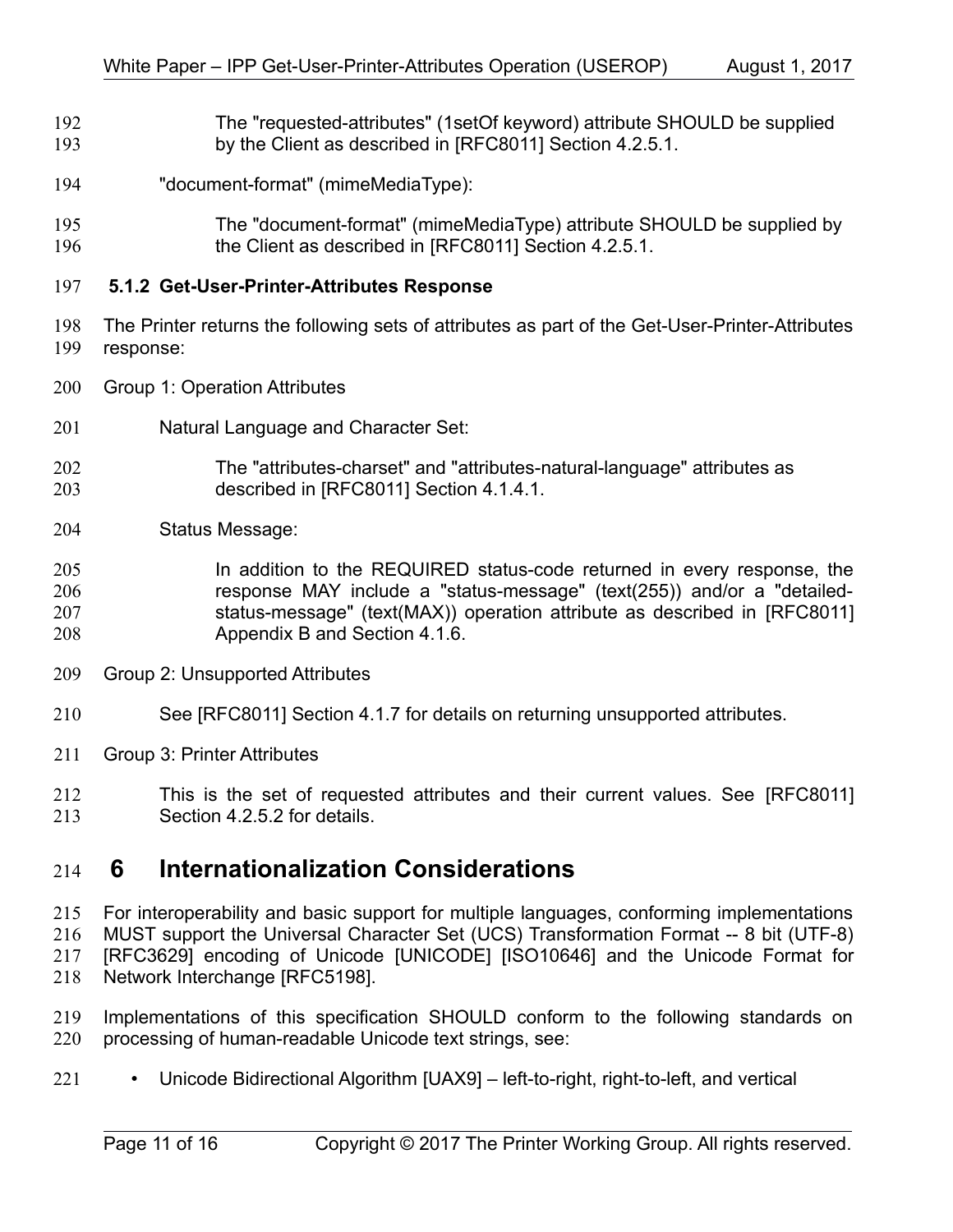The "requested-attributes" (1setOf keyword) attribute SHOULD be supplied by the Client as described in [RFC8011] Section 4.2.5.1.

"document-format" (mimeMediaType):

The "document-format" (mimeMediaType) attribute SHOULD be supplied by the Client as described in [RFC8011] Section 4.2.5.1.

### 5.1.2 Get-User-Printer-Attributes Response

The Printer returns the following sets of attributes as part of the Get-User-Printer-Attributes response:

Group 1: Operation Attributes

Natural Language and Character Set:

The "attributes-charset" and "attributes-natural-language" attributes as described in [RFC8011] Section 4.1.4.1.

Status Message:

In addition to the REQUIRED status-code returned in every response, the response MAY include a "status-message" (text(255)) and/or a "detailed-status-message" (text(MAX)) operation attribute as described in [RFC8011] Appendix B and Section 4.1.6.

Group 2: Unsupported Attributes

See [RFC8011] Section 4.1.7 for details on returning unsupported attributes.

Group 3: Printer Attributes

This is the set of requested attributes and their current values. See [RFC8011] Section 4.2.5.2 for details.

# 6 Internationalization Considerations

For interoperability and basic support for multiple languages, conforming implementations MUST support the Universal Character Set (UCS) Transformation Format -- 8 bit (UTF-8) [RFC3629] encoding of Unicode [UNICODE] [ISO10646] and the Unicode Format for Network Interchange [RFC5198].

Implementations of this specification SHOULD conform to the following standards on processing of human-readable Unicode text strings, see:

- Unicode Bidirectional Algorithm [UAX9] – left-to-right, right-to-left, and vertical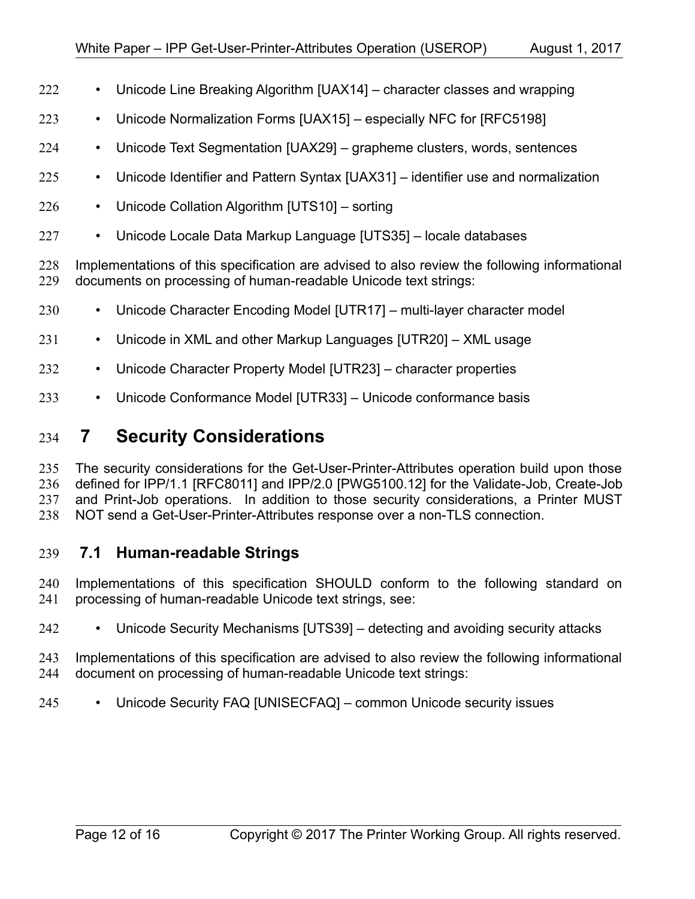- Unicode Line Breaking Algorithm [UAX14] – character classes and wrapping
- Unicode Normalization Forms [UAX15] – especially NFC for [RFC5198]
- Unicode Text Segmentation [UAX29] – grapheme clusters, words, sentences
- Unicode Identifier and Pattern Syntax [UAX31] – identifier use and normalization
- Unicode Collation Algorithm [UTS10] – sorting
- Unicode Locale Data Markup Language [UTS35] – locale databases

Implementations of this specification are advised to also review the following informational documents on processing of human-readable Unicode text strings:

- Unicode Character Encoding Model [UTR17] – multi-layer character model
- Unicode in XML and other Markup Languages [UTR20] – XML usage
- Unicode Character Property Model [UTR23] – character properties
- Unicode Conformance Model [UTR33] – Unicode conformance basis

# 7 Security Considerations

The security considerations for the Get-User-Printer-Attributes operation build upon those defined for IPP/1.1 [RFC8011] and IPP/2.0 [PWG5100.12] for the Validate-Job, Create-Job and Print-Job operations. In addition to those security considerations, a Printer MUST NOT send a Get-User-Printer-Attributes response over a non-TLS connection.

## 7.1 Human-readable Strings

Implementations of this specification SHOULD conform to the following standard on processing of human-readable Unicode text strings, see:

- Unicode Security Mechanisms [UTS39] – detecting and avoiding security attacks

Implementations of this specification are advised to also review the following informational document on processing of human-readable Unicode text strings:

- Unicode Security FAQ [UNISECFAQ] – common Unicode security issues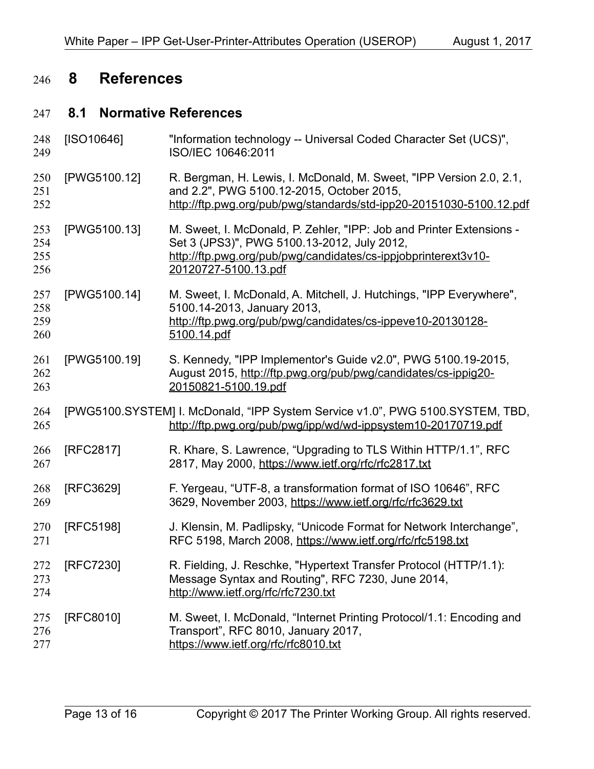# 8 References

## 8.1 Normative References

[ISO10646] "Information technology -- Universal Coded Character Set (UCS)", ISO/IEC 10646:2011

[PWG5100.12] R. Bergman, H. Lewis, I. McDonald, M. Sweet, "IPP Version 2.0, 2.1, and 2.2", PWG 5100.12-2015, October 2015, http://ftp.pwg.org/pub/pwg/standards/std-ipp20-20151030-5100.12.pdf

[PWG5100.13] M. Sweet, I. McDonald, P. Zehler, "IPP: Job and Printer Extensions - Set 3 (JPS3)", PWG 5100.13-2012, July 2012, http://ftp.pwg.org/pub/pwg/candidates/cs-ippjobprinterext3v10-20120727-5100.13.pdf

[PWG5100.14] M. Sweet, I. McDonald, A. Mitchell, J. Hutchings, "IPP Everywhere", 5100.14-2013, January 2013, http://ftp.pwg.org/pub/pwg/candidates/cs-ippeve10-20130128-5100.14.pdf

[PWG5100.19] S. Kennedy, "IPP Implementor's Guide v2.0", PWG 5100.19-2015, August 2015, http://ftp.pwg.org/pub/pwg/candidates/cs-ippig20-20150821-5100.19.pdf

[PWG5100.SYSTEM] I. McDonald, "IPP System Service v1.0", PWG 5100.SYSTEM, TBD, http://ftp.pwg.org/pub/pwg/ipp/wd/wd-ippsystem10-20170719.pdf

[RFC2817] R. Khare, S. Lawrence, "Upgrading to TLS Within HTTP/1.1", RFC 2817, May 2000, https://www.ietf.org/rfc/rfc2817.txt

[RFC3629] F. Yergeau, "UTF-8, a transformation format of ISO 10646", RFC 3629, November 2003, https://www.ietf.org/rfc/rfc3629.txt

[RFC5198] J. Klensin, M. Padlipsky, "Unicode Format for Network Interchange", RFC 5198, March 2008, https://www.ietf.org/rfc/rfc5198.txt

[RFC7230] R. Fielding, J. Reschke, "Hypertext Transfer Protocol (HTTP/1.1): Message Syntax and Routing", RFC 7230, June 2014, http://www.ietf.org/rfc/rfc7230.txt

[RFC8010] M. Sweet, I. McDonald, "Internet Printing Protocol/1.1: Encoding and Transport", RFC 8010, January 2017, https://www.ietf.org/rfc/rfc8010.txt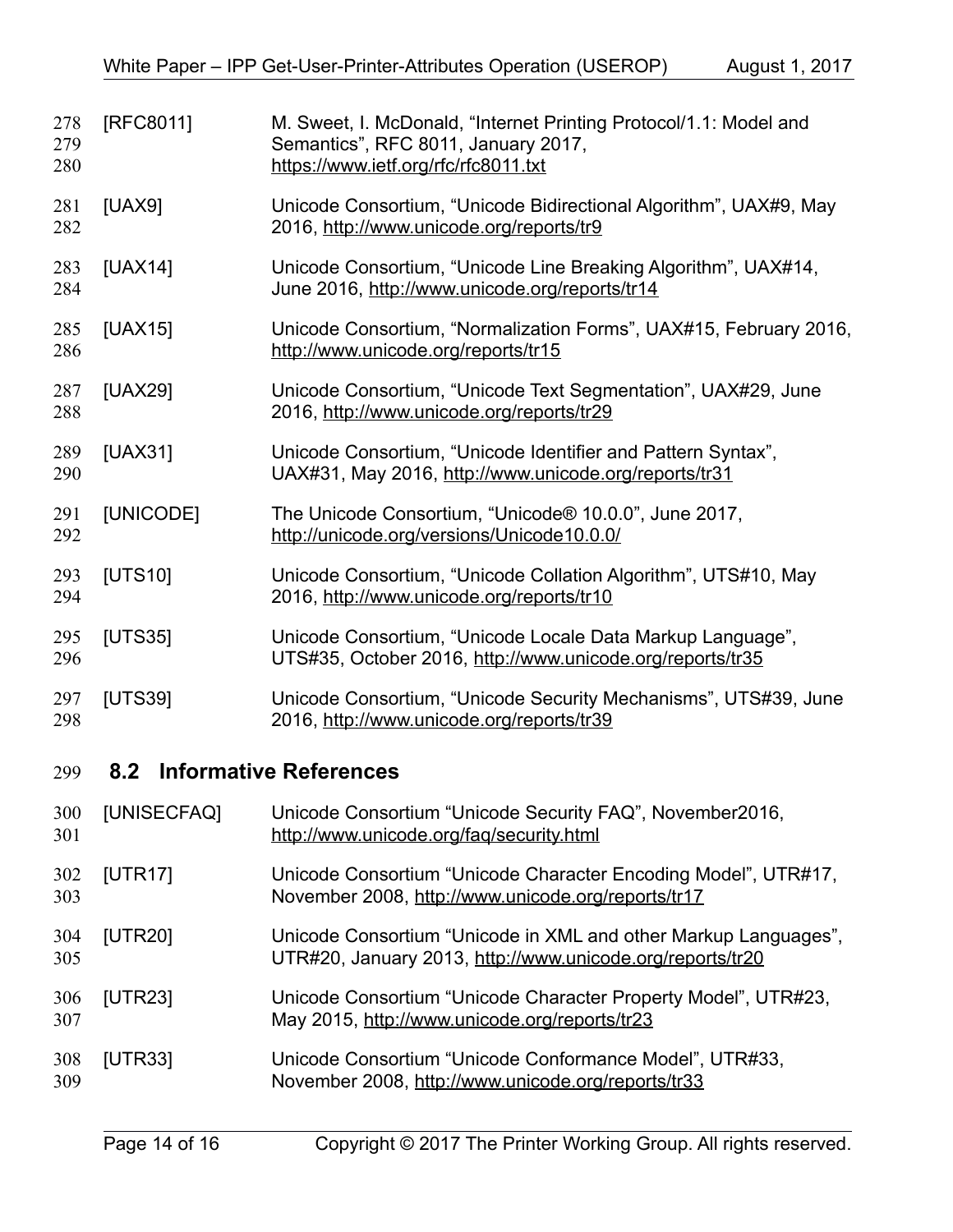[RFC8011] M. Sweet, I. McDonald, "Internet Printing Protocol/1.1: Model and Semantics", RFC 8011, January 2017, https://www.ietf.org/rfc/rfc8011.txt

[UAX9] Unicode Consortium, "Unicode Bidirectional Algorithm", UAX#9, May 2016, http://www.unicode.org/reports/tr9

[UAX14] Unicode Consortium, "Unicode Line Breaking Algorithm", UAX#14, June 2016, http://www.unicode.org/reports/tr14

[UAX15] Unicode Consortium, "Normalization Forms", UAX#15, February 2016, http://www.unicode.org/reports/tr15

[UAX29] Unicode Consortium, "Unicode Text Segmentation", UAX#29, June 2016, http://www.unicode.org/reports/tr29

[UAX31] Unicode Consortium, "Unicode Identifier and Pattern Syntax", UAX#31, May 2016, http://www.unicode.org/reports/tr31

[UNICODE] The Unicode Consortium, "Unicode® 10.0.0", June 2017, http://unicode.org/versions/Unicode10.0.0/

[UTS10] Unicode Consortium, "Unicode Collation Algorithm", UTS#10, May 2016, http://www.unicode.org/reports/tr10

[UTS35] Unicode Consortium, "Unicode Locale Data Markup Language", UTS#35, October 2016, http://www.unicode.org/reports/tr35

[UTS39] Unicode Consortium, "Unicode Security Mechanisms", UTS#39, June 2016, http://www.unicode.org/reports/tr39

## 8.2 Informative References

[UNISECFAQ] Unicode Consortium "Unicode Security FAQ", November2016, http://www.unicode.org/faq/security.html

[UTR17] Unicode Consortium "Unicode Character Encoding Model", UTR#17, November 2008, http://www.unicode.org/reports/tr17

[UTR20] Unicode Consortium "Unicode in XML and other Markup Languages", UTR#20, January 2013, http://www.unicode.org/reports/tr20

[UTR23] Unicode Consortium "Unicode Character Property Model", UTR#23, May 2015, http://www.unicode.org/reports/tr23

[UTR33] Unicode Consortium "Unicode Conformance Model", UTR#33, November 2008, http://www.unicode.org/reports/tr33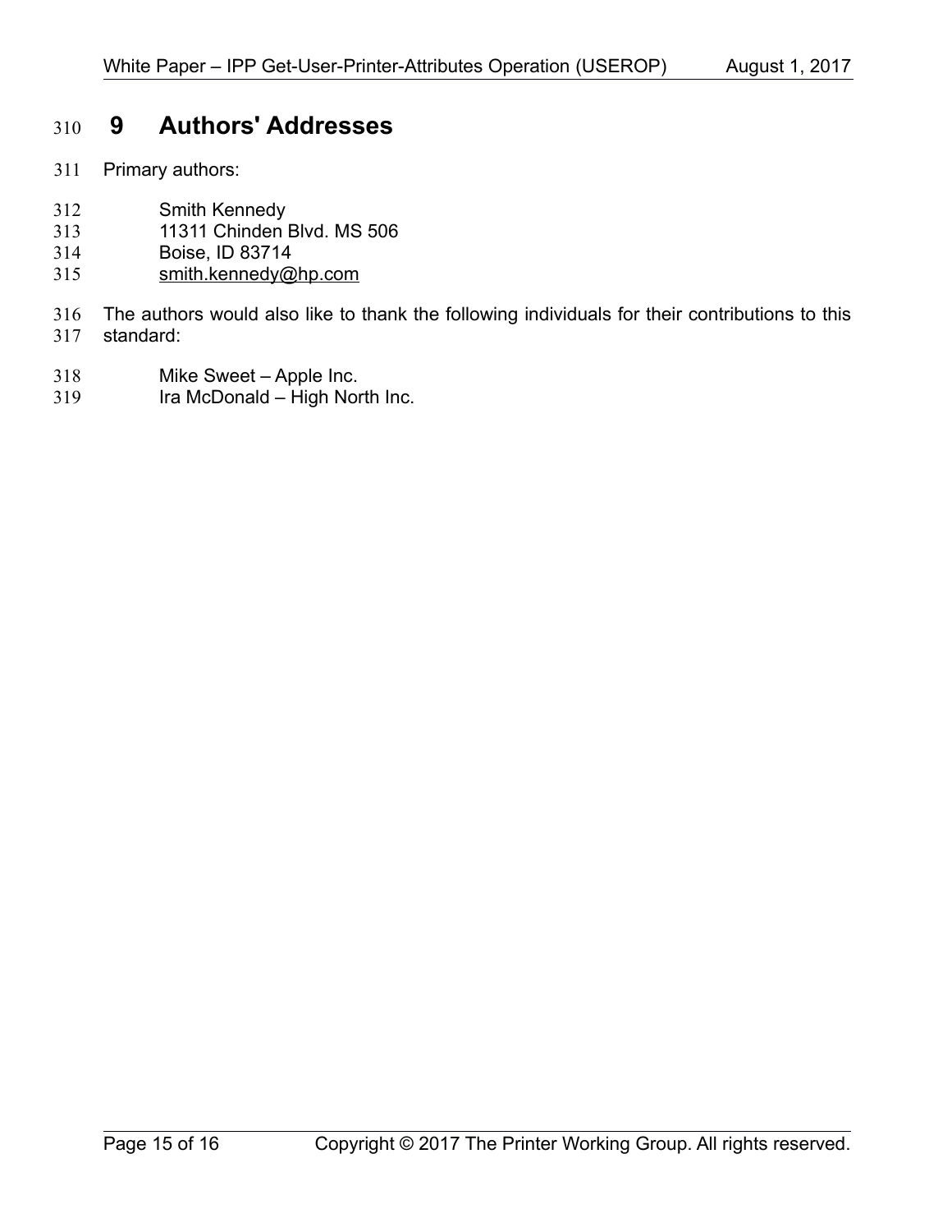# 9 Authors' Addresses

Primary authors:

Smith Kennedy
11311 Chinden Blvd. MS 506
Boise, ID 83714
smith.kennedy@hp.com

The authors would also like to thank the following individuals for their contributions to this standard:

Mike Sweet – Apple Inc.
Ira McDonald – High North Inc.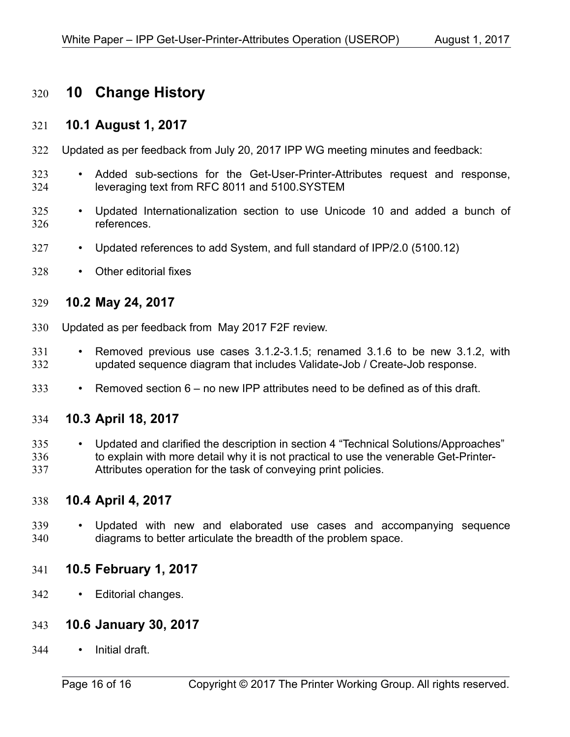# 10 Change History

## 10.1 August 1, 2017

Updated as per feedback from July 20, 2017 IPP WG meeting minutes and feedback:

- Added sub-sections for the Get-User-Printer-Attributes request and response, leveraging text from RFC 8011 and 5100.SYSTEM
- Updated Internationalization section to use Unicode 10 and added a bunch of references.
- Updated references to add System, and full standard of IPP/2.0 (5100.12)
- Other editorial fixes

## 10.2 May 24, 2017

Updated as per feedback from May 2017 F2F review.

- Removed previous use cases 3.1.2-3.1.5; renamed 3.1.6 to be new 3.1.2, with updated sequence diagram that includes Validate-Job / Create-Job response.
- Removed section 6 – no new IPP attributes need to be defined as of this draft.

## 10.3 April 18, 2017

- Updated and clarified the description in section 4 “Technical Solutions/Approaches” to explain with more detail why it is not practical to use the venerable Get-Printer-Attributes operation for the task of conveying print policies.

## 10.4 April 4, 2017

- Updated with new and elaborated use cases and accompanying sequence diagrams to better articulate the breadth of the problem space.

## 10.5 February 1, 2017

- Editorial changes.

## 10.6 January 30, 2017

- Initial draft.